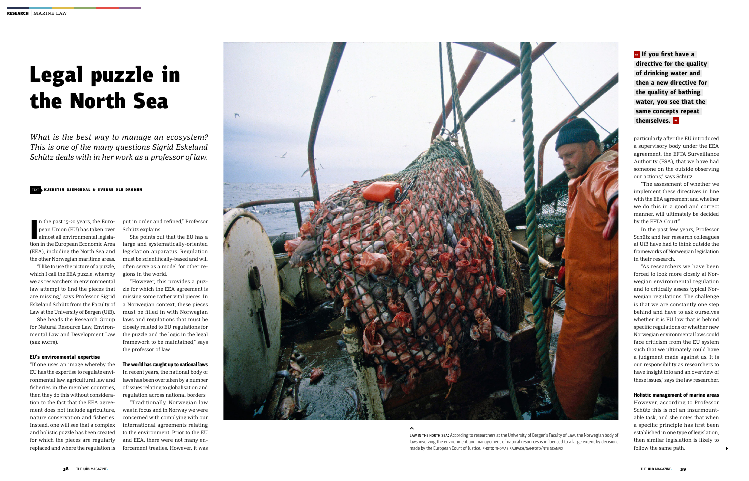# Legal puzzle in the North Sea

*What is the best way to manage an ecosystem? This is one of the many questions Sigrid Eskeland Schütz deals with in her work as a professor of law.*

TEXT KJERSTIN GJENGEDAL & SVERRE OLE DRØNEN

In the past 15-20 years, the European Union (EU) has taken over almost all environmental legislation in the European Economic Area (EEA), including the North Sea and the other Norwegian maritime areas.

"I like to use the picture of a puzzle, which I call the EEA puzzle, whereby we as researchers in environmental law attempt to find the pieces that are missing," says Professor Sigrid Eskeland Schütz from the Faculty of Law at the University of Bergen (UiB).

She heads the Research Group for Natural Resource Law, Environmental Law and Development Law (SEE FACTS).

### EU's environmental expertise

"If one uses an image whereby the EU has the expertise to regulate environmental law, agricultural law and fisheries in the member countries, then they do this without consideration to the fact that the EEA agreement does not include agriculture, nature conservation and fisheries. Instead, one will see that a complex and holistic puzzle has been created for which the pieces are regularly replaced and where the regulation is put in order and refined," Professor Schütz explains.

She points out that the EU has a large and systematically-oriented legislation apparatus. Regulation must be scientifically-based and will often serve as a model for other regions in the world.

"However, this provides a puzzle for which the EEA agreement is missing some rather vital pieces. In a Norwegian context, these pieces must be filled in with Norwegian laws and regulations that must be closely related to EU regulations for the puzzle and the logic in the legal framework to be maintained," says the professor of law.

### The world has caught up to national laws

In recent years, the national body of laws has been overtaken by a number of issues relating to globalisation and regulation across national borders.

"Traditionally, Norwegian law was in focus and in Norway we were concerned with complying with our international agreements relating to the environment. Prior to the EU and EEA, there were not many enforcement treaties. However, it was particularly after the EU introduced a supervisory body under the EEA agreement, the EFTA Surveillance Authority (ESA), that we have had someone on the outside observing our actions," says Schütz.

"The assessment of whether we implement these directives in line with the EEA agreement and whether we do this in a good and correct manner, will ultimately be decided by the EFTA Court."

In the past few years, Professor Schütz and her research colleagues at UiB have had to think outside the frameworks of Norwegian legislation in their research.

"As researchers we have been forced to look more closely at Norwegian environmental regulation and to critically assess typical Norwegian regulations. The challenge is that we are constantly one step behind and have to ask ourselves whether it is EU law that is behind specific regulations or whether new Norwegian environmental laws could face criticism from the EU system such that we ultimately could have a judgment made against us. It is our responsibility as researchers to have insight into and an overview of these issues," says the law researcher.

> **"If you first have a directive for the quality of drinking water and then a new directive for the quality of bathing water, you see that the same concepts repeat themselves."**

LAW IN THE NORTH SEA: According to researchers at the University of Bergen's Faculty of Law, the Norwegian body of laws involving the environment and management of natural resources is influenced to a large extent by decisions made by the European Court of Justice. PHOTO: THOMAS RAUPACH/SAMFOTO/NTB SCANPIX

### Holistic management of marine areas

However, according to Professor Schütz this is not an insurmountable task, and she notes that when a specific principle has first been established in one type of legislation, then similar legislation is likely to follow the same path.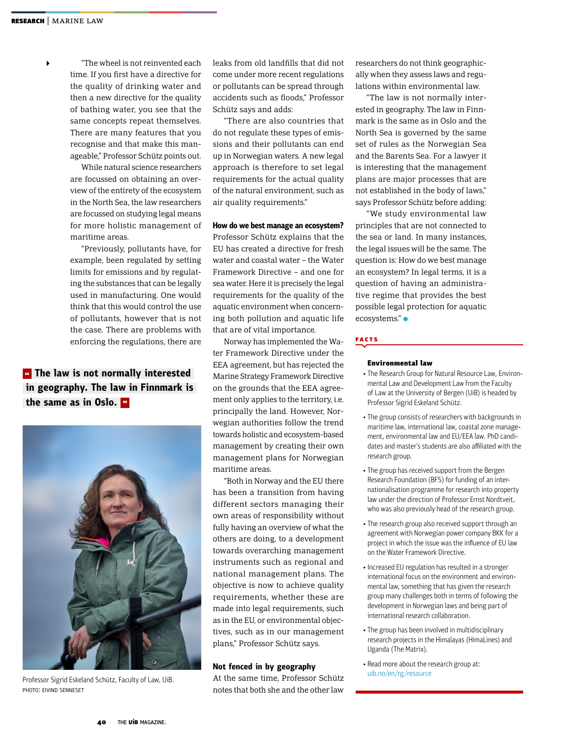"The wheel is not reinvented each time. If you first have a directive for the quality of drinking water and then a new directive for the quality of bathing water, you see that the same concepts repeat themselves. There are many features that you recognise and that make this manageable," Professor Schütz points out.

While natural science researchers are focussed on obtaining an overview of the entirety of the ecosystem in the North Sea, the law researchers are focussed on studying legal means for more holistic management of maritime areas.

"Previously, pollutants have, for example, been regulated by setting limits for emissions and by regulating the substances that can be legally used in manufacturing. One would think that this would control the use of pollutants, however that is not the case. There are problems with enforcing the regulations, there are leaks from old landfills that did not come under more recent regulations or pollutants can be spread through accidents such as floods," Professor Schütz says and adds:

"There are also countries that do not regulate these types of emissions and their pollutants can end up in Norwegian waters. A new legal approach is therefore to set legal requirements for the actual quality of the natural environment, such as air quality requirements."

> **The law is not normally interested in geography. The law in Finnmark is the same as in Oslo.**

Professor Sigrid Eskeland Schütz, Faculty of Law, UiB.
PHOTO: EIVIND SENNESET

### How do we best manage an ecosystem?

Professor Schütz explains that the EU has created a directive for fresh water and coastal water – the Water Framework Directive – and one for sea water. Here it is precisely the legal requirements for the quality of the aquatic environment when concerning both pollution and aquatic life that are of vital importance.

Norway has implemented the Water Framework Directive under the EEA agreement, but has rejected the Marine Strategy Framework Directive on the grounds that the EEA agreement only applies to the territory, i.e. principally the land. However, Norwegian authorities follow the trend towards holistic and ecosystem-based management by creating their own management plans for Norwegian maritime areas.

"Both in Norway and the EU there has been a transition from having different sectors managing their own areas of responsibility without fully having an overview of what the others are doing, to a development towards overarching management instruments such as regional and national management plans. The objective is now to achieve quality requirements, whether these are made into legal requirements, such as in the EU, or environmental objectives, such as in our management plans," Professor Schütz says.

### Not fenced in by geography

At the same time, Professor Schütz notes that both she and the other law researchers do not think geographically when they assess laws and regulations within environmental law.

"The law is not normally interested in geography. The law in Finnmark is the same as in Oslo and the North Sea is governed by the same set of rules as the Norwegian Sea and the Barents Sea. For a lawyer it is interesting that the management plans are major processes that are not established in the body of laws," says Professor Schütz before adding:

"We study environmental law principles that are not connected to the sea or land. In many instances, the legal issues will be the same. The question is: How do we best manage an ecosystem? In legal terms, it is a question of having an administrative regime that provides the best possible legal protection for aquatic ecosystems."

## FACTS

### Environmental law

- The Research Group for Natural Resource Law, Environmental Law and Development Law from the Faculty of Law at the University of Bergen (UiB) is headed by Professor Sigrid Eskeland Schütz.
- The group consists of researchers with backgrounds in maritime law, international law, coastal zone management, environmental law and EU/EEA law. PhD candidates and master's students are also affiliated with the research group.
- The group has received support from the Bergen Research Foundation (BFS) for funding of an internationalisation programme for research into property law under the direction of Professor Ernst Nordtveit, who was also previously head of the research group.
- The research group also received support through an agreement with Norwegian power company BKK for a project in which the issue was the influence of EU law on the Water Framework Directive.
- Increased EU regulation has resulted in a stronger international focus on the environment and environmental law, something that has given the research group many challenges both in terms of following the development in Norwegian laws and being part of international research collaboration.
- The group has been involved in multidisciplinary research projects in the Himalayas (HimaLines) and Uganda (The Matrix).
- Read more about the research group at: uib.no/en/rg/resource